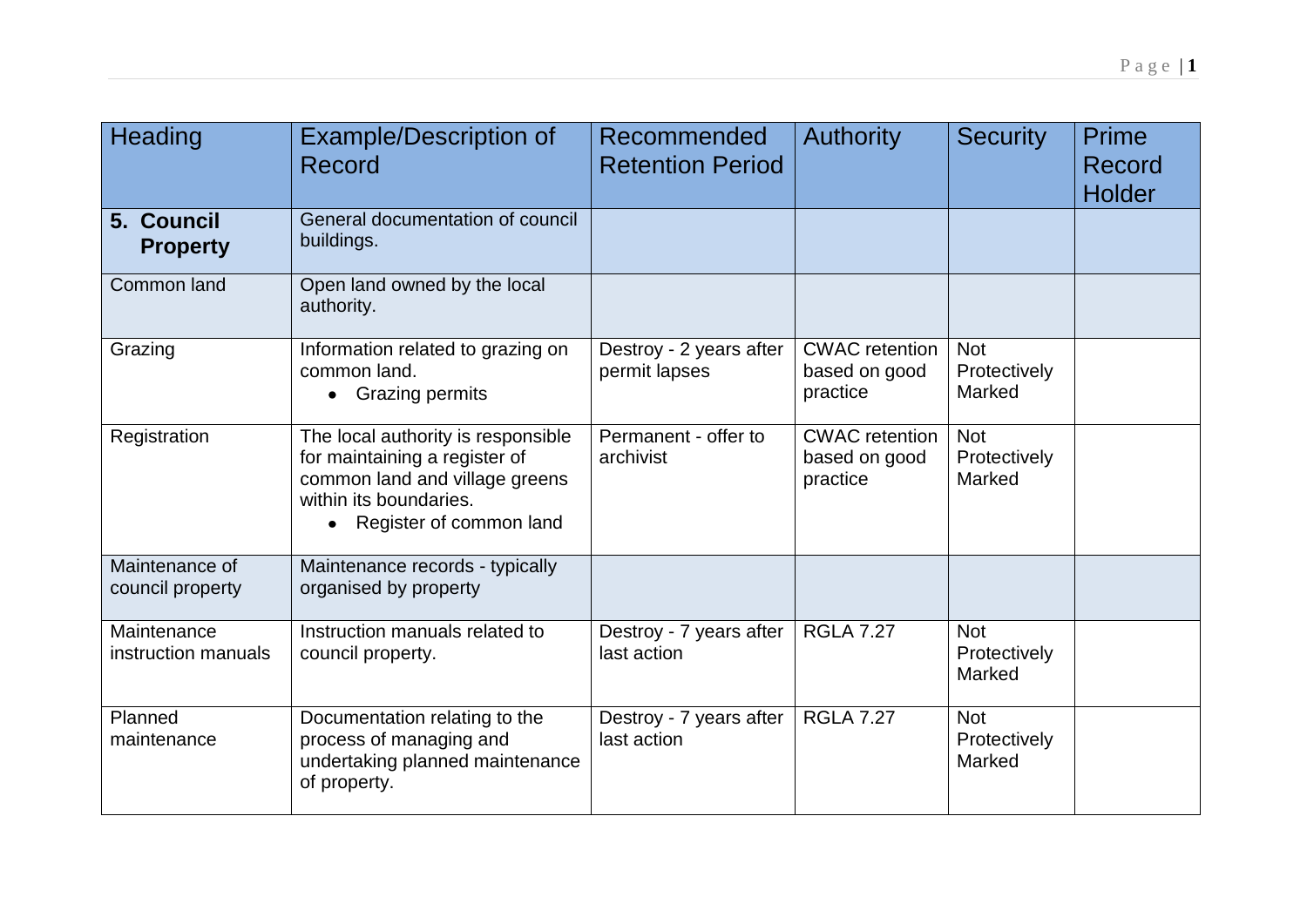| Heading | Example/Description of Record | Recommended Retention Period | Authority | Security | Prime Record Holder |
|---|---|---|---|---|---|
| **5. Council Property** | General documentation of council buildings. | | | | |
| Common land | Open land owned by the local authority. | | | | |
| Grazing | Information related to grazing on common land.<br>• Grazing permits | Destroy - 2 years after permit lapses | CWAC retention based on good practice | Not Protectively Marked | |
| Registration | The local authority is responsible for maintaining a register of common land and village greens within its boundaries.<br>• Register of common land | Permanent - offer to archivist | CWAC retention based on good practice | Not Protectively Marked | |
| Maintenance of council property | Maintenance records - typically organised by property | | | | |
| Maintenance instruction manuals | Instruction manuals related to council property. | Destroy - 7 years after last action | RGLA 7.27 | Not Protectively Marked | |
| Planned maintenance | Documentation relating to the process of managing and undertaking planned maintenance of property. | Destroy - 7 years after last action | RGLA 7.27 | Not Protectively Marked | |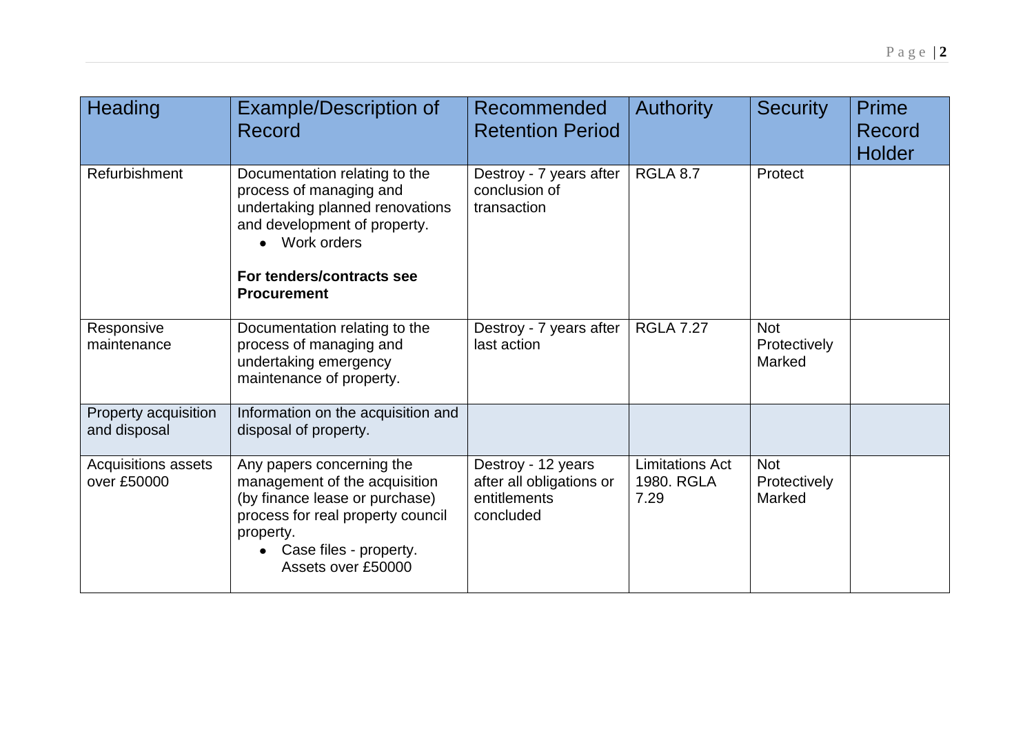| Heading | Example/Description of Record | Recommended Retention Period | Authority | Security | Prime Record Holder |
|---|---|---|---|---|---|
| Refurbishment | Documentation relating to the process of managing and undertaking planned renovations and development of property.<br>• Work orders<br><br>**For tenders/contracts see Procurement** | Destroy - 7 years after conclusion of transaction | RGLA 8.7 | Protect | |
| Responsive maintenance | Documentation relating to the process of managing and undertaking emergency maintenance of property. | Destroy - 7 years after last action | RGLA 7.27 | Not Protectively Marked | |
| Property acquisition and disposal | Information on the acquisition and disposal of property. | | | | |
| Acquisitions assets over £50000 | Any papers concerning the management of the acquisition (by finance lease or purchase) process for real property council property.<br>• Case files - property. Assets over £50000 | Destroy - 12 years after all obligations or entitlements concluded | Limitations Act 1980. RGLA 7.29 | Not Protectively Marked | |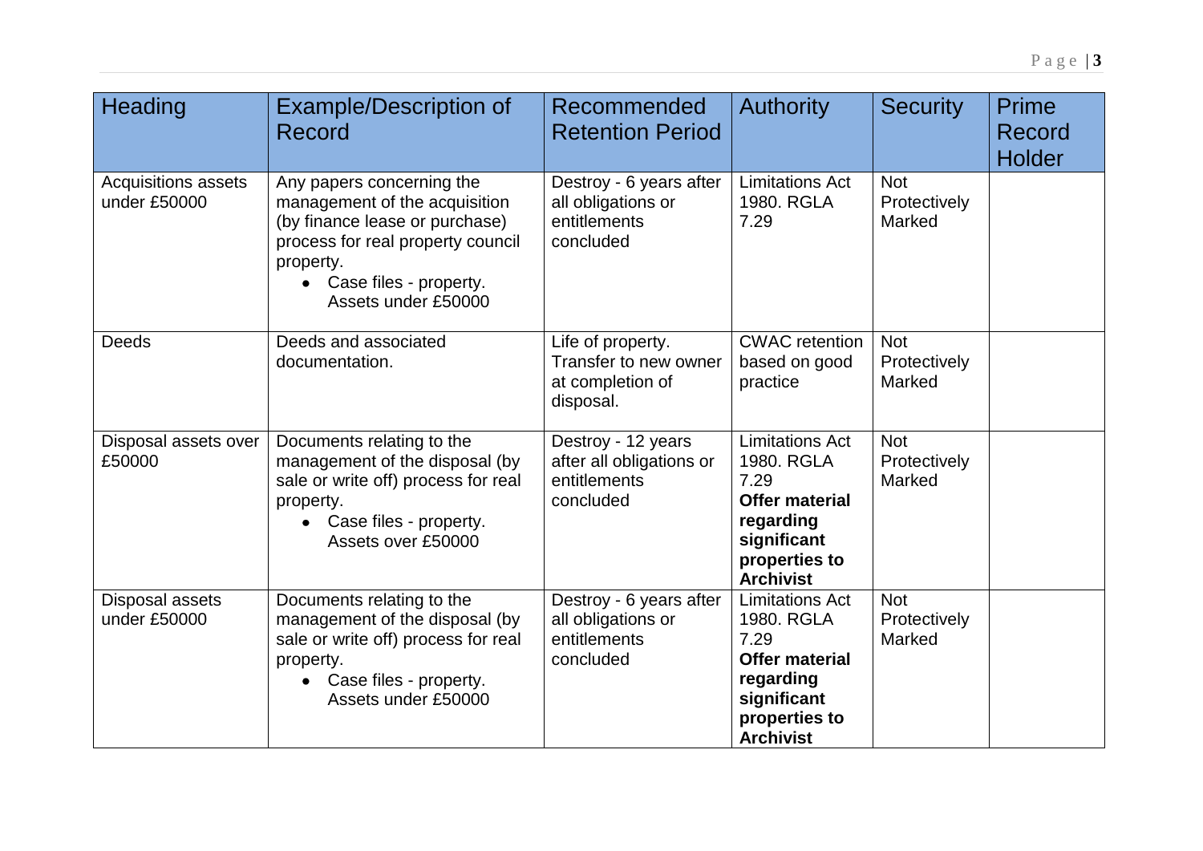| Heading | Example/Description of Record | Recommended Retention Period | Authority | Security | Prime Record Holder |
|---|---|---|---|---|---|
| Acquisitions assets under £50000 | Any papers concerning the management of the acquisition (by finance lease or purchase) process for real property council property. <br>• Case files - property. Assets under £50000 | Destroy - 6 years after all obligations or entitlements concluded | Limitations Act 1980. RGLA 7.29 | Not Protectively Marked | |
| Deeds | Deeds and associated documentation. | Life of property. Transfer to new owner at completion of disposal. | CWAC retention based on good practice | Not Protectively Marked | |
| Disposal assets over £50000 | Documents relating to the management of the disposal (by sale or write off) process for real property. <br>• Case files - property. Assets over £50000 | Destroy - 12 years after all obligations or entitlements concluded | Limitations Act 1980. RGLA 7.29 **Offer material regarding significant properties to Archivist** | Not Protectively Marked | |
| Disposal assets under £50000 | Documents relating to the management of the disposal (by sale or write off) process for real property. <br>• Case files - property. Assets under £50000 | Destroy - 6 years after all obligations or entitlements concluded | Limitations Act 1980. RGLA 7.29 **Offer material regarding significant properties to Archivist** | Not Protectively Marked | |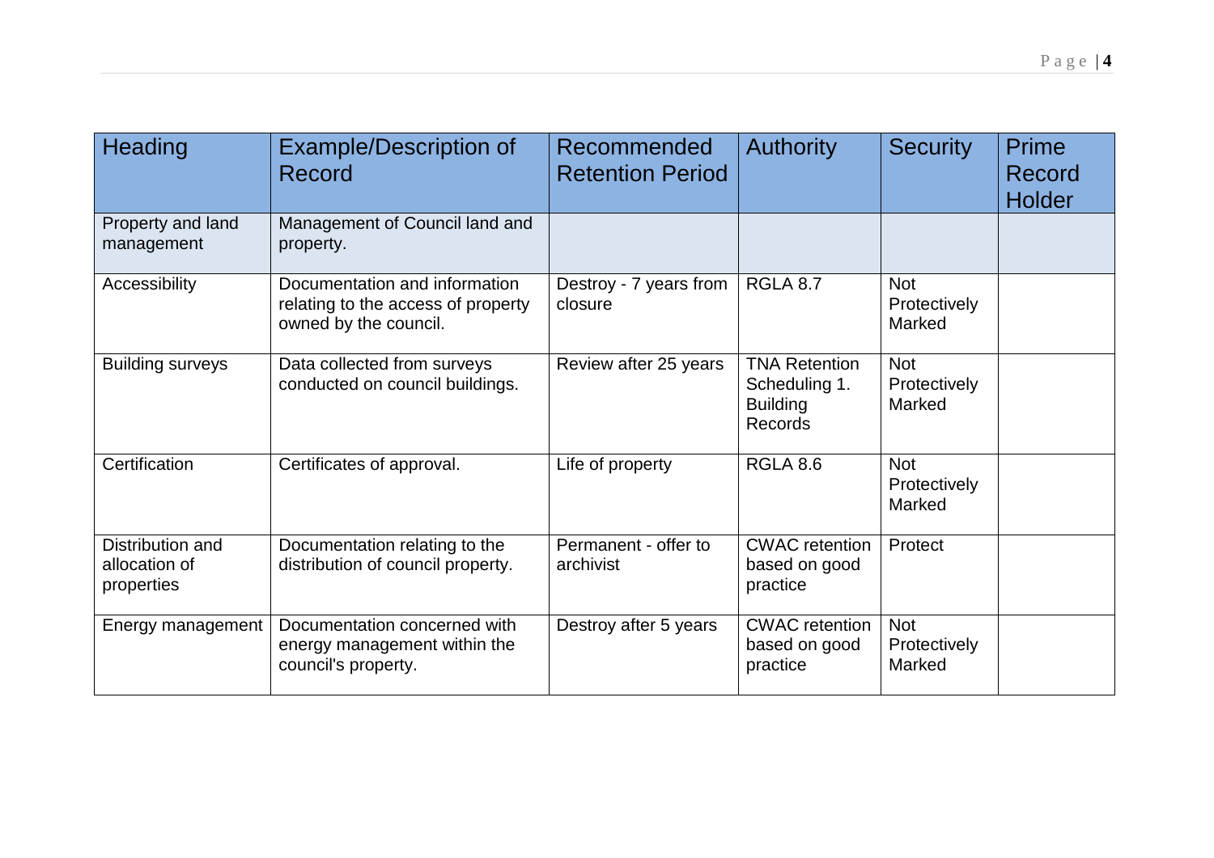| Heading | Example/Description of Record | Recommended Retention Period | Authority | Security | Prime Record Holder |
| --- | --- | --- | --- | --- | --- |
| Property and land management | Management of Council land and property. | | | | |
| Accessibility | Documentation and information relating to the access of property owned by the council. | Destroy - 7 years from closure | RGLA 8.7 | Not Protectively Marked | |
| Building surveys | Data collected from surveys conducted on council buildings. | Review after 25 years | TNA Retention Scheduling 1. Building Records | Not Protectively Marked | |
| Certification | Certificates of approval. | Life of property | RGLA 8.6 | Not Protectively Marked | |
| Distribution and allocation of properties | Documentation relating to the distribution of council property. | Permanent - offer to archivist | CWAC retention based on good practice | Protect | |
| Energy management | Documentation concerned with energy management within the council's property. | Destroy after 5 years | CWAC retention based on good practice | Not Protectively Marked | |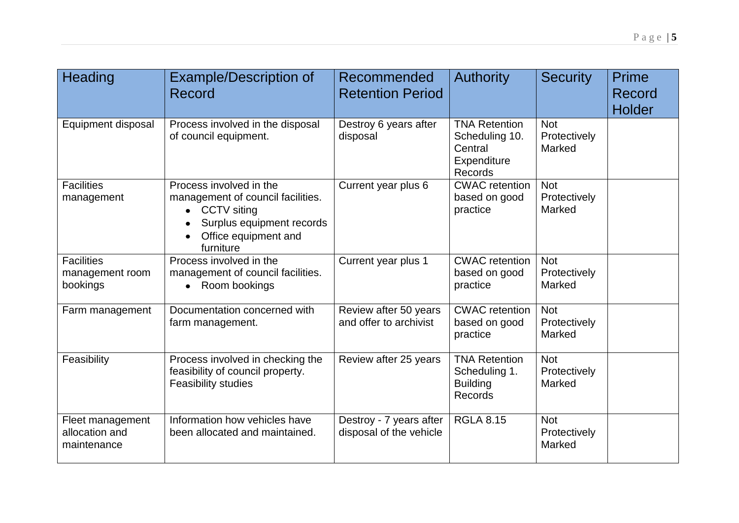| Heading | Example/Description of Record | Recommended Retention Period | Authority | Security | Prime Record Holder |
|---|---|---|---|---|---|
| Equipment disposal | Process involved in the disposal of council equipment. | Destroy 6 years after disposal | TNA Retention Scheduling 10. Central Expenditure Records | Not Protectively Marked | |
| Facilities management | Process involved in the management of council facilities.<br>• CCTV siting<br>• Surplus equipment records<br>• Office equipment and furniture | Current year plus 6 | CWAC retention based on good practice | Not Protectively Marked | |
| Facilities management room bookings | Process involved in the management of council facilities.<br>• Room bookings | Current year plus 1 | CWAC retention based on good practice | Not Protectively Marked | |
| Farm management | Documentation concerned with farm management. | Review after 50 years and offer to archivist | CWAC retention based on good practice | Not Protectively Marked | |
| Feasibility | Process involved in checking the feasibility of council property. Feasibility studies | Review after 25 years | TNA Retention Scheduling 1. Building Records | Not Protectively Marked | |
| Fleet management allocation and maintenance | Information how vehicles have been allocated and maintained. | Destroy - 7 years after disposal of the vehicle | RGLA 8.15 | Not Protectively Marked | |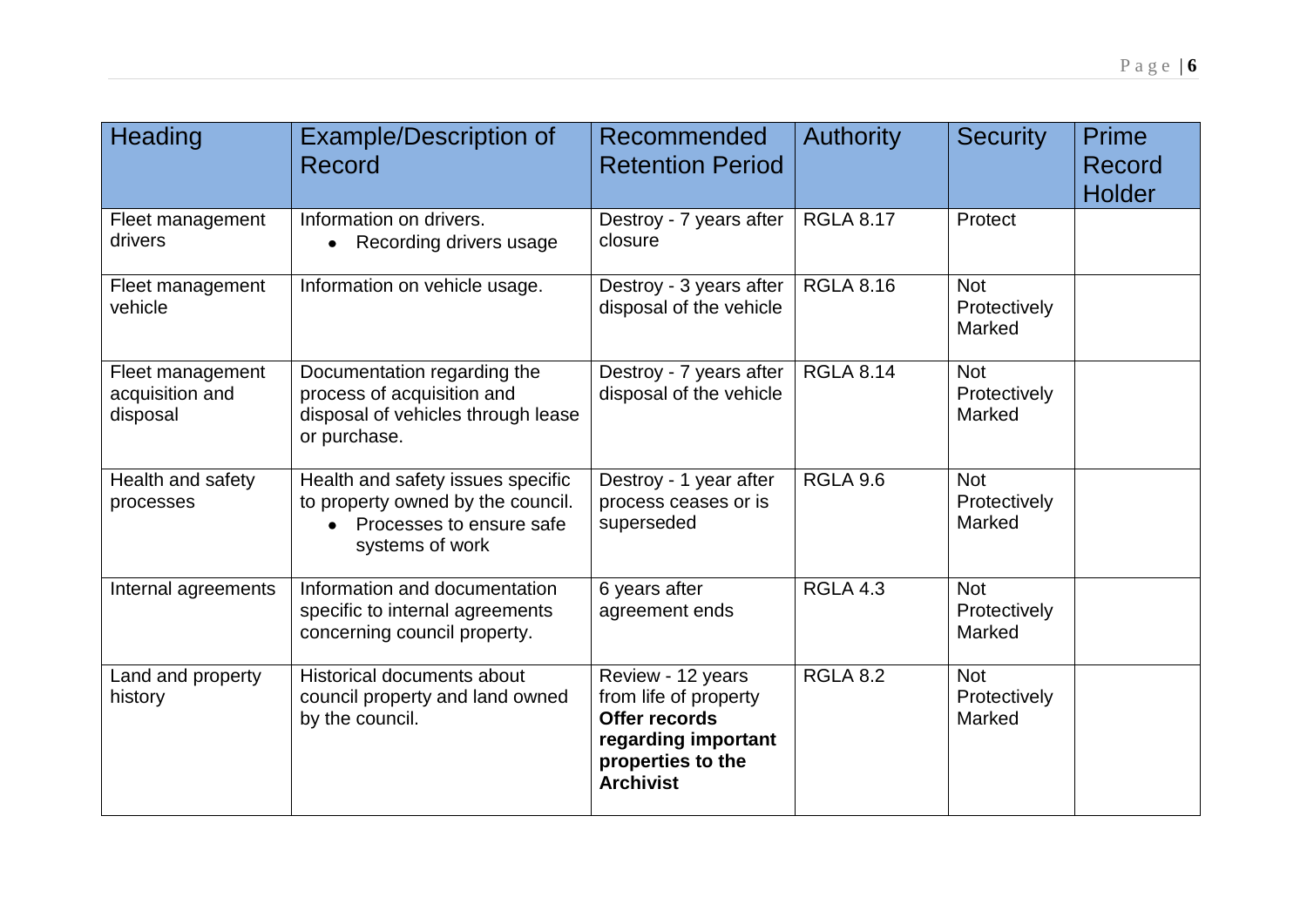| Heading | Example/Description of Record | Recommended Retention Period | Authority | Security | Prime Record Holder |
|---|---|---|---|---|---|
| Fleet management drivers | Information on drivers.<br>• Recording drivers usage | Destroy - 7 years after closure | RGLA 8.17 | Protect | |
| Fleet management vehicle | Information on vehicle usage. | Destroy - 3 years after disposal of the vehicle | RGLA 8.16 | Not Protectively Marked | |
| Fleet management acquisition and disposal | Documentation regarding the process of acquisition and disposal of vehicles through lease or purchase. | Destroy - 7 years after disposal of the vehicle | RGLA 8.14 | Not Protectively Marked | |
| Health and safety processes | Health and safety issues specific to property owned by the council.<br>• Processes to ensure safe systems of work | Destroy - 1 year after process ceases or is superseded | RGLA 9.6 | Not Protectively Marked | |
| Internal agreements | Information and documentation specific to internal agreements concerning council property. | 6 years after agreement ends | RGLA 4.3 | Not Protectively Marked | |
| Land and property history | Historical documents about council property and land owned by the council. | Review - 12 years from life of property **Offer records regarding important properties to the Archivist** | RGLA 8.2 | Not Protectively Marked | |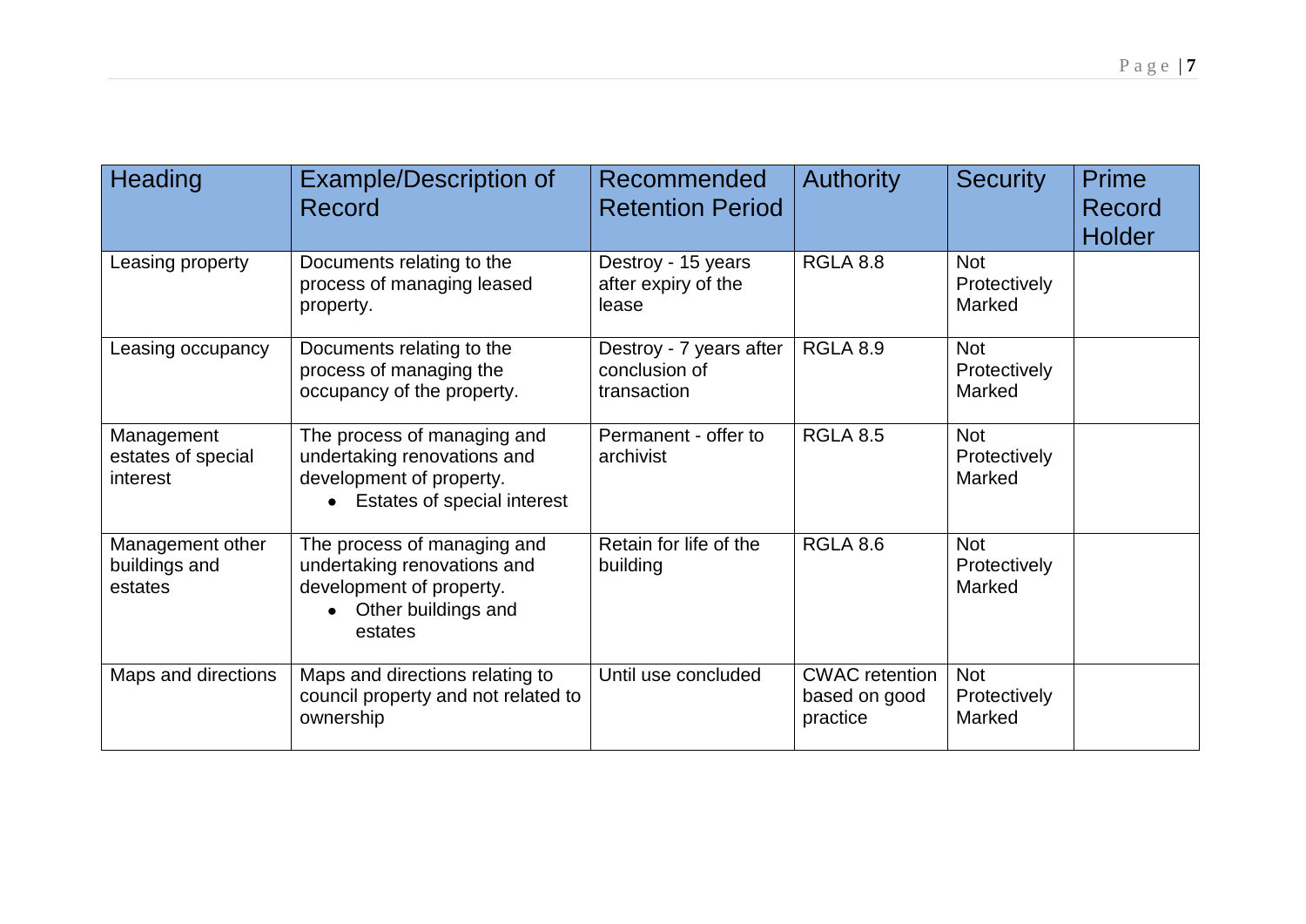| Heading | Example/Description of Record | Recommended Retention Period | Authority | Security | Prime Record Holder |
|---|---|---|---|---|---|
| Leasing property | Documents relating to the process of managing leased property. | Destroy - 15 years after expiry of the lease | RGLA 8.8 | Not Protectively Marked | |
| Leasing occupancy | Documents relating to the process of managing the occupancy of the property. | Destroy - 7 years after conclusion of transaction | RGLA 8.9 | Not Protectively Marked | |
| Management estates of special interest | The process of managing and undertaking renovations and development of property. • Estates of special interest | Permanent - offer to archivist | RGLA 8.5 | Not Protectively Marked | |
| Management other buildings and estates | The process of managing and undertaking renovations and development of property. • Other buildings and estates | Retain for life of the building | RGLA 8.6 | Not Protectively Marked | |
| Maps and directions | Maps and directions relating to council property and not related to ownership | Until use concluded | CWAC retention based on good practice | Not Protectively Marked | |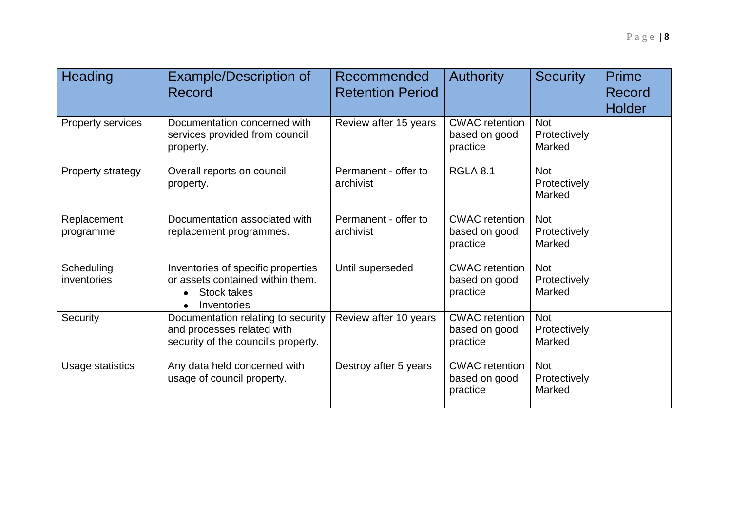| Heading | Example/Description of Record | Recommended Retention Period | Authority | Security | Prime Record Holder |
|---|---|---|---|---|---|
| Property services | Documentation concerned with services provided from council property. | Review after 15 years | CWAC retention based on good practice | Not Protectively Marked | |
| Property strategy | Overall reports on council property. | Permanent - offer to archivist | RGLA 8.1 | Not Protectively Marked | |
| Replacement programme | Documentation associated with replacement programmes. | Permanent - offer to archivist | CWAC retention based on good practice | Not Protectively Marked | |
| Scheduling inventories | Inventories of specific properties or assets contained within them.<br>• Stock takes<br>• Inventories | Until superseded | CWAC retention based on good practice | Not Protectively Marked | |
| Security | Documentation relating to security and processes related with security of the council's property. | Review after 10 years | CWAC retention based on good practice | Not Protectively Marked | |
| Usage statistics | Any data held concerned with usage of council property. | Destroy after 5 years | CWAC retention based on good practice | Not Protectively Marked | |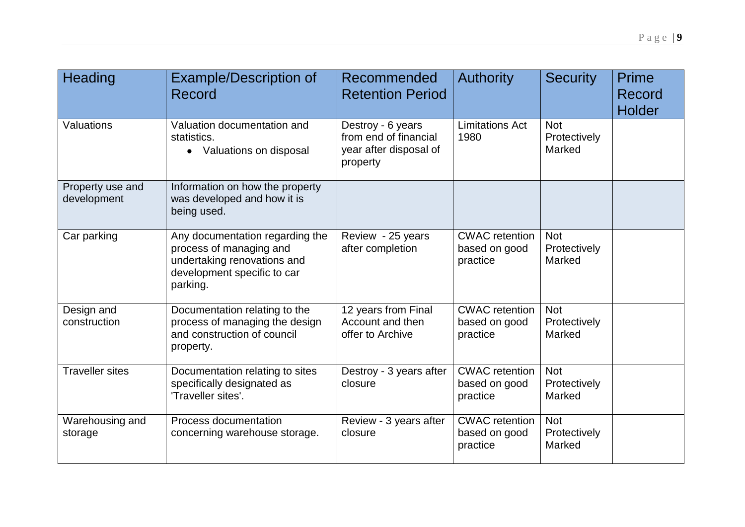| Heading | Example/Description of Record | Recommended Retention Period | Authority | Security | Prime Record Holder |
|---|---|---|---|---|---|
| Valuations | Valuation documentation and statistics.<br>• Valuations on disposal | Destroy - 6 years from end of financial year after disposal of property | Limitations Act 1980 | Not Protectively Marked | |
| Property use and development | Information on how the property was developed and how it is being used. | | | | |
| Car parking | Any documentation regarding the process of managing and undertaking renovations and development specific to car parking. | Review - 25 years after completion | CWAC retention based on good practice | Not Protectively Marked | |
| Design and construction | Documentation relating to the process of managing the design and construction of council property. | 12 years from Final Account and then offer to Archive | CWAC retention based on good practice | Not Protectively Marked | |
| Traveller sites | Documentation relating to sites specifically designated as 'Traveller sites'. | Destroy - 3 years after closure | CWAC retention based on good practice | Not Protectively Marked | |
| Warehousing and storage | Process documentation concerning warehouse storage. | Review - 3 years after closure | CWAC retention based on good practice | Not Protectively Marked | |